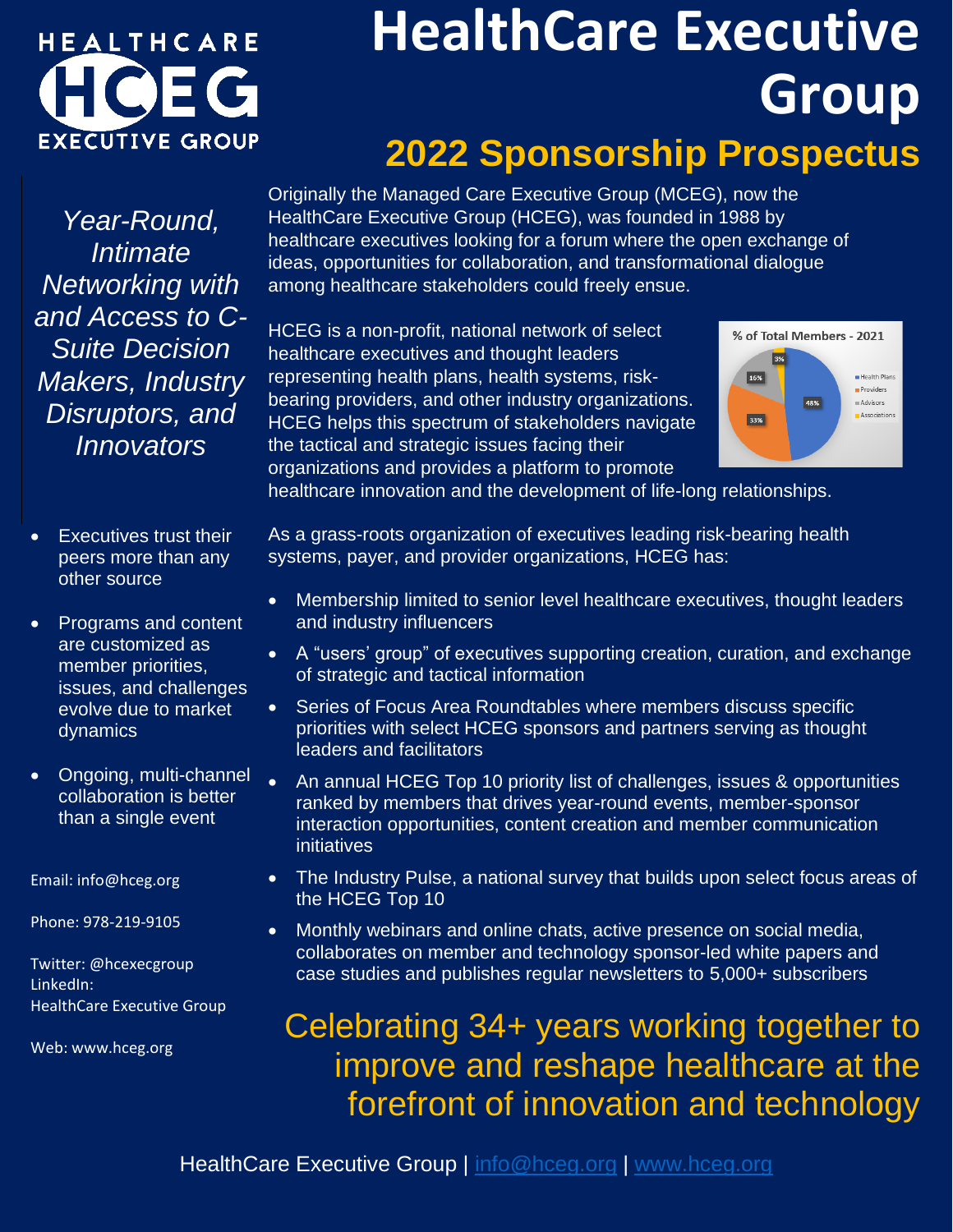# HealthCare Executive Group

## 2022 Sponsorship Prospectus

*Year-Round, Intimate Networking with and Access to C-Suite Decision Makers, Industry Disruptors, and Innovators*

- Executives trust their peers more than any other source
- Programs and content are customized as member priorities, issues, and challenges evolve due to market dynamics
- Ongoing, multi-channel collaboration is better than a single event

Email: info@hceg.org

Phone: 978-219-9105

Twitter: @hcexecgroup
LinkedIn:
HealthCare Executive Group

Web: www.hceg.org

Originally the Managed Care Executive Group (MCEG), now the HealthCare Executive Group (HCEG), was founded in 1988 by healthcare executives looking for a forum where the open exchange of ideas, opportunities for collaboration, and transformational dialogue among healthcare stakeholders could freely ensue.

HCEG is a non-profit, national network of select healthcare executives and thought leaders representing health plans, health systems, risk-bearing providers, and other industry organizations. HCEG helps this spectrum of stakeholders navigate the tactical and strategic issues facing their organizations and provides a platform to promote healthcare innovation and the development of life-long relationships.

**% of Total Members - 2021**

| Category | % |
|---|---|
| Health Plans | 48% |
| Providers | 33% |
| Advisors | 16% |
| Associations | 3% |

As a grass-roots organization of executives leading risk-bearing health systems, payer, and provider organizations, HCEG has:

- Membership limited to senior level healthcare executives, thought leaders and industry influencers
- A "users' group" of executives supporting creation, curation, and exchange of strategic and tactical information
- Series of Focus Area Roundtables where members discuss specific priorities with select HCEG sponsors and partners serving as thought leaders and facilitators
- An annual HCEG Top 10 priority list of challenges, issues & opportunities ranked by members that drives year-round events, member-sponsor interaction opportunities, content creation and member communication initiatives
- The Industry Pulse, a national survey that builds upon select focus areas of the HCEG Top 10
- Monthly webinars and online chats, active presence on social media, collaborates on member and technology sponsor-led white papers and case studies and publishes regular newsletters to 5,000+ subscribers

**Celebrating 34+ years working together to improve and reshape healthcare at the forefront of innovation and technology**

HealthCare Executive Group | info@hceg.org | www.hceg.org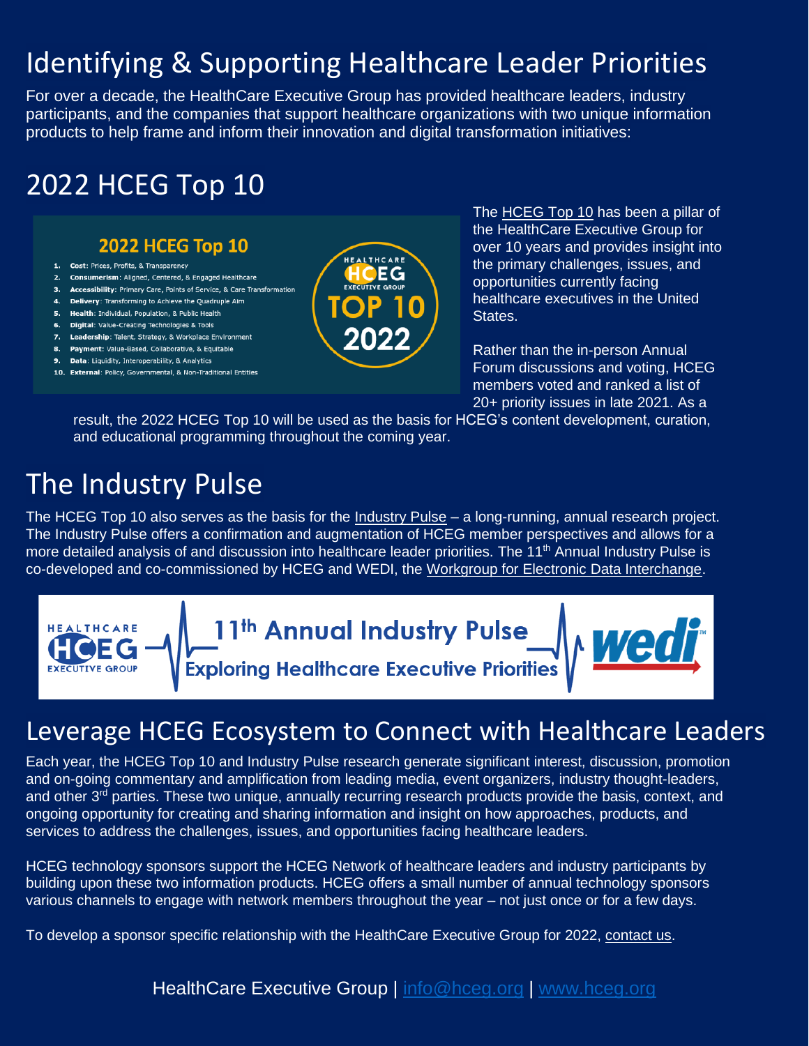# Identifying & Supporting Healthcare Leader Priorities

For over a decade, the HealthCare Executive Group has provided healthcare leaders, industry participants, and the companies that support healthcare organizations with two unique information products to help frame and inform their innovation and digital transformation initiatives:

## 2022 HCEG Top 10

**2022 HCEG Top 10**

1. **Cost**: Prices, Profits, & Transparency
2. **Consumerism**: Aligned, Centered, & Engaged Healthcare
3. **Accessibility**: Primary Care, Points of Service, & Care Transformation
4. **Delivery**: Transforming to Achieve the Quadruple Aim
5. **Health**: Individual, Population, & Public Health
6. **Digital**: Value-Creating Technologies & Tools
7. **Leadership**: Talent, Strategy, & Workplace Environment
8. **Payment**: Value-Based, Collaborative, & Equitable
9. **Data**: Liquidity, Interoperability, & Analytics
10. **External**: Policy, Governmental, & Non-Traditional Entities

HEALTHCARE HCEG EXECUTIVE GROUP TOP 10 2022

The HCEG Top 10 has been a pillar of the HealthCare Executive Group for over 10 years and provides insight into the primary challenges, issues, and opportunities currently facing healthcare executives in the United States.

Rather than the in-person Annual Forum discussions and voting, HCEG members voted and ranked a list of 20+ priority issues in late 2021. As a result, the 2022 HCEG Top 10 will be used as the basis for HCEG's content development, curation, and educational programming throughout the coming year.

## The Industry Pulse

The HCEG Top 10 also serves as the basis for the Industry Pulse – a long-running, annual research project. The Industry Pulse offers a confirmation and augmentation of HCEG member perspectives and allows for a more detailed analysis of and discussion into healthcare leader priorities. The 11th Annual Industry Pulse is co-developed and co-commissioned by HCEG and WEDI, the Workgroup for Electronic Data Interchange.

HEALTHCARE HCEG EXECUTIVE GROUP — 11th Annual Industry Pulse — Exploring Healthcare Executive Priorities — wedi

## Leverage HCEG Ecosystem to Connect with Healthcare Leaders

Each year, the HCEG Top 10 and Industry Pulse research generate significant interest, discussion, promotion and on-going commentary and amplification from leading media, event organizers, industry thought-leaders, and other 3rd parties. These two unique, annually recurring research products provide the basis, context, and ongoing opportunity for creating and sharing information and insight on how approaches, products, and services to address the challenges, issues, and opportunities facing healthcare leaders.

HCEG technology sponsors support the HCEG Network of healthcare leaders and industry participants by building upon these two information products. HCEG offers a small number of annual technology sponsors various channels to engage with network members throughout the year – not just once or for a few days.

To develop a sponsor specific relationship with the HealthCare Executive Group for 2022, contact us.

HealthCare Executive Group | info@hceg.org | www.hceg.org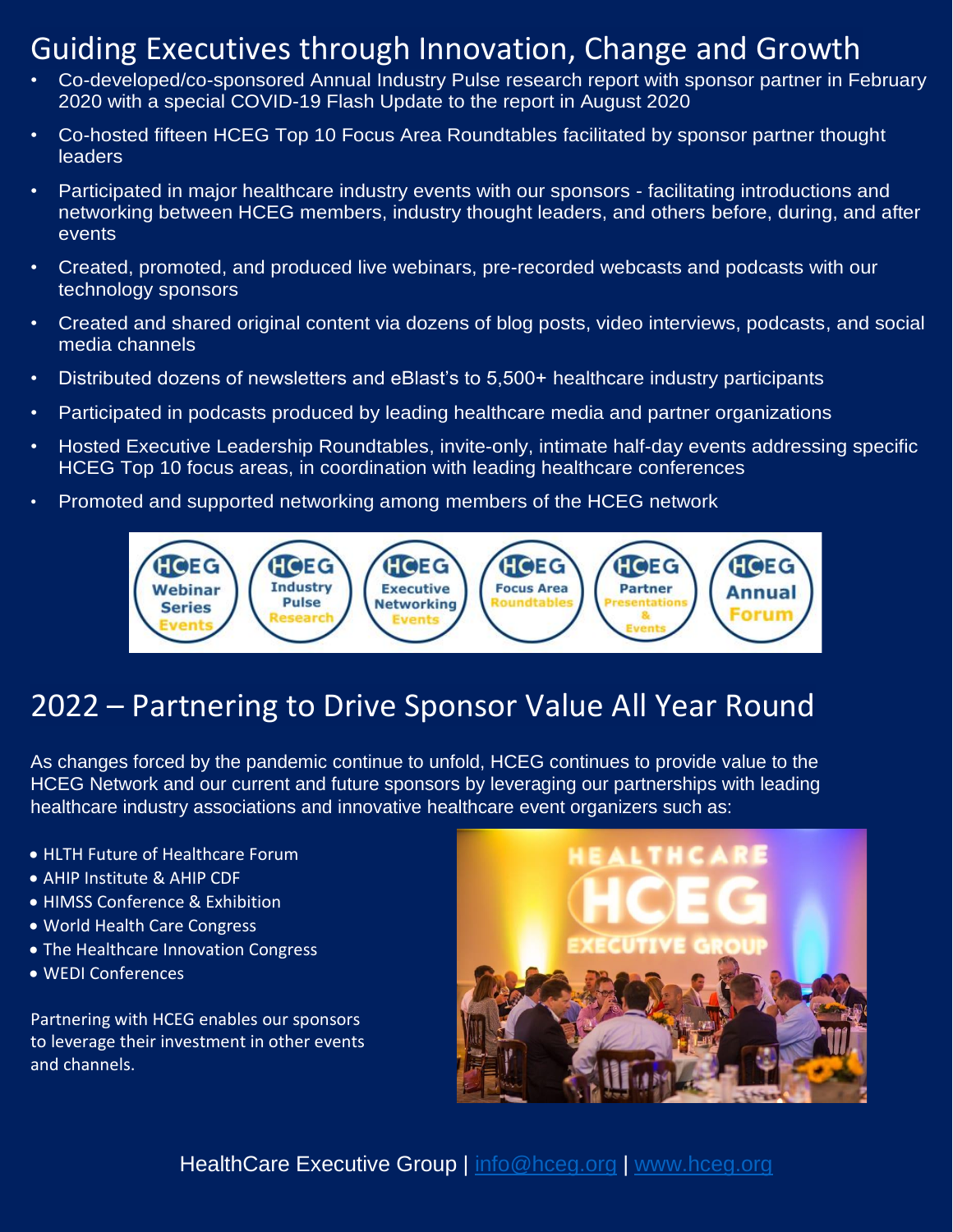## Guiding Executives through Innovation, Change and Growth

- Co-developed/co-sponsored Annual Industry Pulse research report with sponsor partner in February 2020 with a special COVID-19 Flash Update to the report in August 2020
- Co-hosted fifteen HCEG Top 10 Focus Area Roundtables facilitated by sponsor partner thought leaders
- Participated in major healthcare industry events with our sponsors - facilitating introductions and networking between HCEG members, industry thought leaders, and others before, during, and after events
- Created, promoted, and produced live webinars, pre-recorded webcasts and podcasts with our technology sponsors
- Created and shared original content via dozens of blog posts, video interviews, podcasts, and social media channels
- Distributed dozens of newsletters and eBlast's to 5,500+ healthcare industry participants
- Participated in podcasts produced by leading healthcare media and partner organizations
- Hosted Executive Leadership Roundtables, invite-only, intimate half-day events addressing specific HCEG Top 10 focus areas, in coordination with leading healthcare conferences
- Promoted and supported networking among members of the HCEG network

## 2022 – Partnering to Drive Sponsor Value All Year Round

As changes forced by the pandemic continue to unfold, HCEG continues to provide value to the HCEG Network and our current and future sponsors by leveraging our partnerships with leading healthcare industry associations and innovative healthcare event organizers such as:

- HLTH Future of Healthcare Forum
- AHIP Institute & AHIP CDF
- HIMSS Conference & Exhibition
- World Health Care Congress
- The Healthcare Innovation Congress
- WEDI Conferences

Partnering with HCEG enables our sponsors to leverage their investment in other events and channels.

HealthCare Executive Group | info@hceg.org | www.hceg.org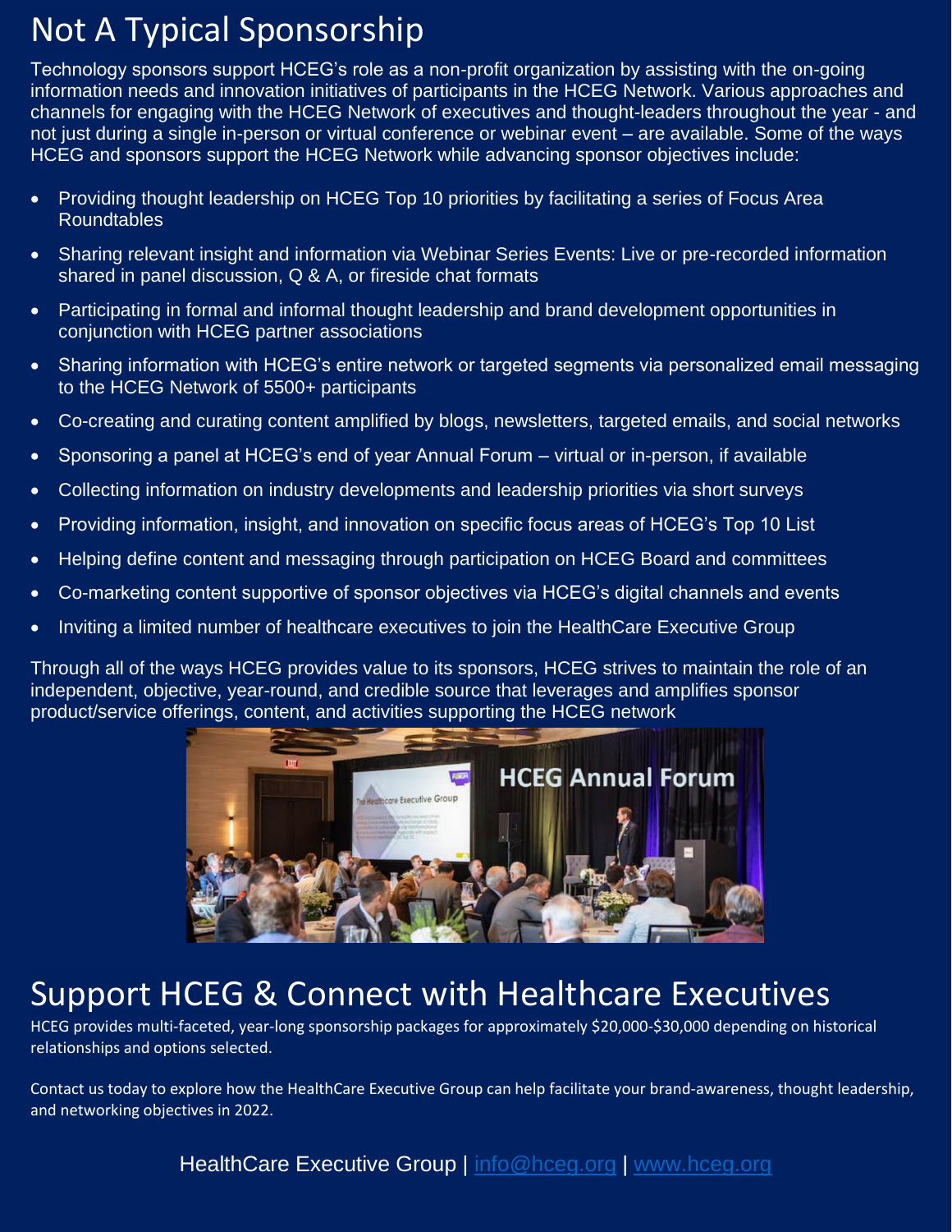# Not A Typical Sponsorship

Technology sponsors support HCEG's role as a non-profit organization by assisting with the on-going information needs and innovation initiatives of participants in the HCEG Network. Various approaches and channels for engaging with the HCEG Network of executives and thought-leaders throughout the year - and not just during a single in-person or virtual conference or webinar event – are available. Some of the ways HCEG and sponsors support the HCEG Network while advancing sponsor objectives include:

- Providing thought leadership on HCEG Top 10 priorities by facilitating a series of Focus Area Roundtables
- Sharing relevant insight and information via Webinar Series Events: Live or pre-recorded information shared in panel discussion, Q & A, or fireside chat formats
- Participating in formal and informal thought leadership and brand development opportunities in conjunction with HCEG partner associations
- Sharing information with HCEG's entire network or targeted segments via personalized email messaging to the HCEG Network of 5500+ participants
- Co-creating and curating content amplified by blogs, newsletters, targeted emails, and social networks
- Sponsoring a panel at HCEG's end of year Annual Forum – virtual or in-person, if available
- Collecting information on industry developments and leadership priorities via short surveys
- Providing information, insight, and innovation on specific focus areas of HCEG's Top 10 List
- Helping define content and messaging through participation on HCEG Board and committees
- Co-marketing content supportive of sponsor objectives via HCEG's digital channels and events
- Inviting a limited number of healthcare executives to join the HealthCare Executive Group

Through all of the ways HCEG provides value to its sponsors, HCEG strives to maintain the role of an independent, objective, year-round, and credible source that leverages and amplifies sponsor product/service offerings, content, and activities supporting the HCEG network

HCEG Annual Forum

# Support HCEG & Connect with Healthcare Executives

HCEG provides multi-faceted, year-long sponsorship packages for approximately $20,000-$30,000 depending on historical relationships and options selected.

Contact us today to explore how the HealthCare Executive Group can help facilitate your brand-awareness, thought leadership, and networking objectives in 2022.

HealthCare Executive Group | info@hceg.org | www.hceg.org